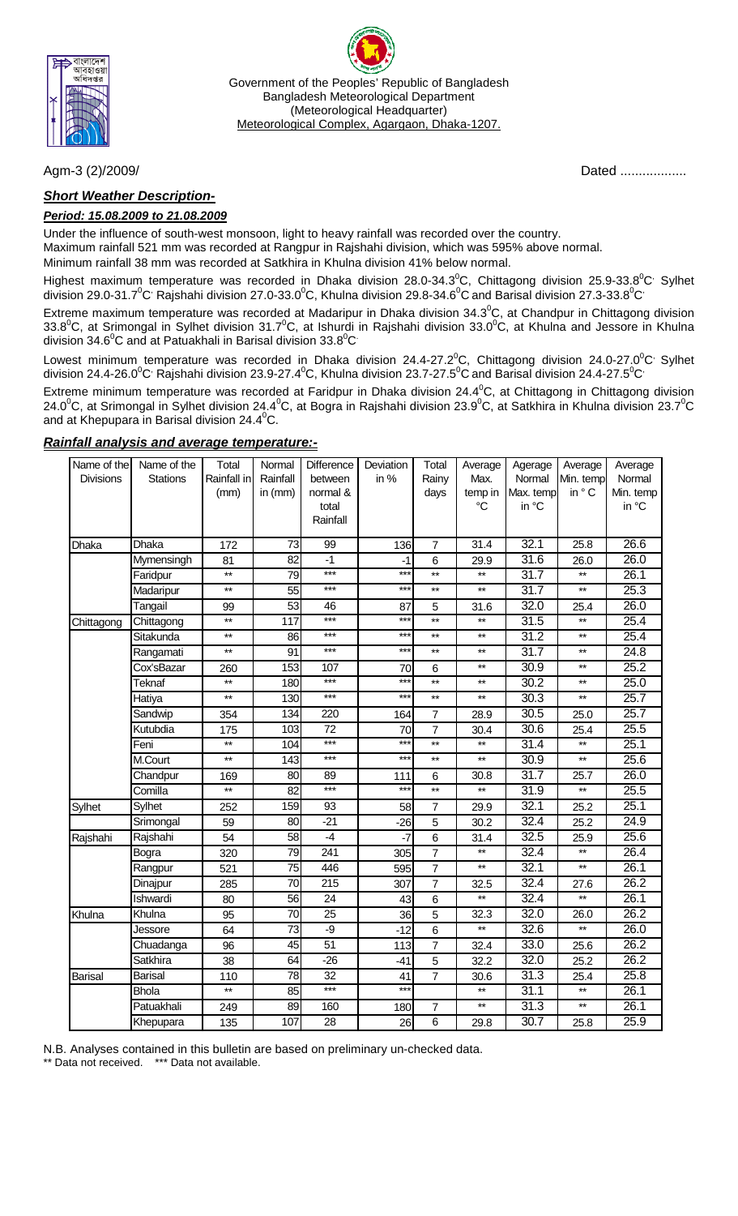Government of the Peoples' Republic of Bangladesh
Bangladesh Meteorological Department
(Meteorological Headquarter)
Meteorological Complex, Agargaon, Dhaka-1207.

Agm-3 (2)/2009/ Dated ..................

## *Short Weather Description-*

### *Period: 15.08.2009 to 21.08.2009*

Under the influence of south-west monsoon, light to heavy rainfall was recorded over the country.
Maximum rainfall 521 mm was recorded at Rangpur in Rajshahi division, which was 595% above normal.
Minimum rainfall 38 mm was recorded at Satkhira in Khulna division 41% below normal.

Highest maximum temperature was recorded in Dhaka division 28.0-34.3$^0$C, Chittagong division 25.9-33.8$^0$C, Sylhet division 29.0-31.7$^0$C, Rajshahi division 27.0-33.0$^0$C, Khulna division 29.8-34.6$^0$C and Barisal division 27.3-33.8$^0$C.

Extreme maximum temperature was recorded at Madaripur in Dhaka division 34.3$^0$C, at Chandpur in Chittagong division 33.8$^0$C, at Srimongal in Sylhet division 31.7$^0$C, at Ishurdi in Rajshahi division 33.0$^0$C, at Khulna and Jessore in Khulna division 34.6$^0$C and at Patuakhali in Barisal division 33.8$^0$C.

Lowest minimum temperature was recorded in Dhaka division 24.4-27.2$^0$C, Chittagong division 24.0-27.0$^0$C, Sylhet division 24.4-26.0$^0$C, Rajshahi division 23.9-27.4$^0$C, Khulna division 23.7-27.5$^0$C and Barisal division 24.4-27.5$^0$C.

Extreme minimum temperature was recorded at Faridpur in Dhaka division 24.4$^0$C, at Chittagong in Chittagong division 24.0$^0$C, at Srimongal in Sylhet division 24.4$^0$C, at Bogra in Rajshahi division 23.9$^0$C, at Satkhira in Khulna division 23.7$^0$C and at Khepupara in Barisal division 24.4$^0$C.

### *Rainfall analysis and average temperature:-*

| Name of the Divisions | Name of the Stations | Total Rainfall in (mm) | Normal Rainfall in (mm) | Difference between normal & total Rainfall | Deviation in % | Total Rainy days | Average Max. temp in °C | Agerage Normal Max. temp in °C | Average Min. temp in ° C | Average Normal Min. temp in °C |
|---|---|---|---|---|---|---|---|---|---|---|
| Dhaka | Dhaka | 172 | 73 | 99 | 136 | 7 | 31.4 | 32.1 | 25.8 | 26.6 |
| | Mymensingh | 81 | 82 | -1 | -1 | 6 | 29.9 | 31.6 | 26.0 | 26.0 |
| | Faridpur | ** | 79 | *** | *** | ** | ** | 31.7 | ** | 26.1 |
| | Madaripur | ** | 55 | *** | *** | ** | ** | 31.7 | ** | 25.3 |
| | Tangail | 99 | 53 | 46 | 87 | 5 | 31.6 | 32.0 | 25.4 | 26.0 |
| Chittagong | Chittagong | ** | 117 | *** | *** | ** | ** | 31.5 | ** | 25.4 |
| | Sitakunda | ** | 86 | *** | *** | ** | ** | 31.2 | ** | 25.4 |
| | Rangamati | ** | 91 | *** | *** | ** | ** | 31.7 | ** | 24.8 |
| | Cox'sBazar | 260 | 153 | 107 | 70 | 6 | ** | 30.9 | ** | 25.2 |
| | Teknaf | ** | 180 | *** | *** | ** | ** | 30.2 | ** | 25.0 |
| | Hatiya | ** | 130 | *** | *** | ** | ** | 30.3 | ** | 25.7 |
| | Sandwip | 354 | 134 | 220 | 164 | 7 | 28.9 | 30.5 | 25.0 | 25.7 |
| | Kutubdia | 175 | 103 | 72 | 70 | 7 | 30.4 | 30.6 | 25.4 | 25.5 |
| | Feni | ** | 104 | *** | *** | ** | ** | 31.4 | ** | 25.1 |
| | M.Court | ** | 143 | *** | *** | ** | ** | 30.9 | ** | 25.6 |
| | Chandpur | 169 | 80 | 89 | 111 | 6 | 30.8 | 31.7 | 25.7 | 26.0 |
| | Comilla | ** | 82 | *** | *** | ** | ** | 31.9 | ** | 25.5 |
| Sylhet | Sylhet | 252 | 159 | 93 | 58 | 7 | 29.9 | 32.1 | 25.2 | 25.1 |
| | Srimongal | 59 | 80 | -21 | -26 | 5 | 30.2 | 32.4 | 25.2 | 24.9 |
| Rajshahi | Rajshahi | 54 | 58 | -4 | -7 | 6 | 31.4 | 32.5 | 25.9 | 25.6 |
| | Bogra | 320 | 79 | 241 | 305 | 7 | ** | 32.4 | ** | 26.4 |
| | Rangpur | 521 | 75 | 446 | 595 | 7 | ** | 32.1 | ** | 26.1 |
| | Dinajpur | 285 | 70 | 215 | 307 | 7 | 32.5 | 32.4 | 27.6 | 26.2 |
| | Ishwardi | 80 | 56 | 24 | 43 | 6 | ** | 32.4 | ** | 26.1 |
| Khulna | Khulna | 95 | 70 | 25 | 36 | 5 | 32.3 | 32.0 | 26.0 | 26.2 |
| | Jessore | 64 | 73 | -9 | -12 | 6 | ** | 32.6 | ** | 26.0 |
| | Chuadanga | 96 | 45 | 51 | 113 | 7 | 32.4 | 33.0 | 25.6 | 26.2 |
| | Satkhira | 38 | 64 | -26 | -41 | 5 | 32.2 | 32.0 | 25.2 | 26.2 |
| Barisal | Barisal | 110 | 78 | 32 | 41 | 7 | 30.6 | 31.3 | 25.4 | 25.8 |
| | Bhola | ** | 85 | *** | *** | | ** | 31.1 | ** | 26.1 |
| | Patuakhali | 249 | 89 | 160 | 180 | 7 | ** | 31.3 | ** | 26.1 |
| | Khepupara | 135 | 107 | 28 | 26 | 6 | 29.8 | 30.7 | 25.8 | 25.9 |

N.B. Analyses contained in this bulletin are based on preliminary un-checked data.
** Data not received. *** Data not available.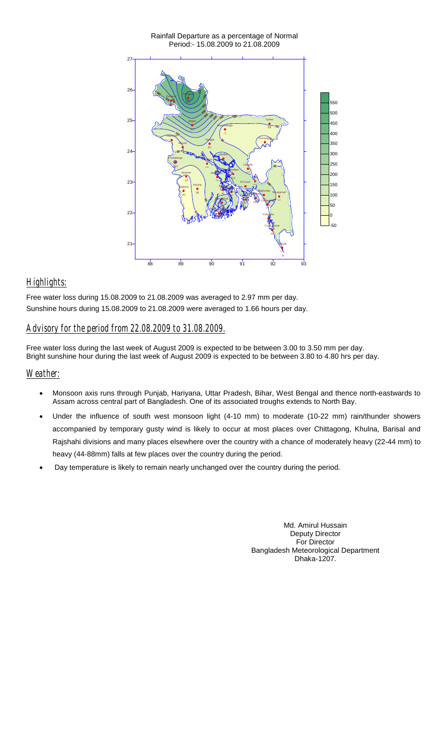Rainfall Departure as a percentage of Normal
Period:- 15.08.2009 to 21.08.2009

## Highlights:

Free water loss during 15.08.2009 to 21.08.2009 was averaged to 2.97 mm per day.
Sunshine hours during 15.08.2009 to 21.08.2009 were averaged to 1.66 hours per day.

## Advisory for the period from 22.08.2009 to 31.08.2009.

Free water loss during the last week of August 2009 is expected to be between 3.00 to 3.50 mm per day.
Bright sunshine hour during the last week of August 2009 is expected to be between 3.80 to 4.80 hrs per day.

## Weather:

- Monsoon axis runs through Punjab, Hariyana, Uttar Pradesh, Bihar, West Bengal and thence north-eastwards to Assam across central part of Bangladesh. One of its associated troughs extends to North Bay.
- Under the influence of south west monsoon light (4-10 mm) to moderate (10-22 mm) rain/thunder showers accompanied by temporary gusty wind is likely to occur at most places over Chittagong, Khulna, Barisal and Rajshahi divisions and many places elsewhere over the country with a chance of moderately heavy (22-44 mm) to heavy (44-88mm) falls at few places over the country during the period.
- Day temperature is likely to remain nearly unchanged over the country during the period.

Md. Amirul Hussain
Deputy Director
For Director
Bangladesh Meteorological Department
Dhaka-1207.